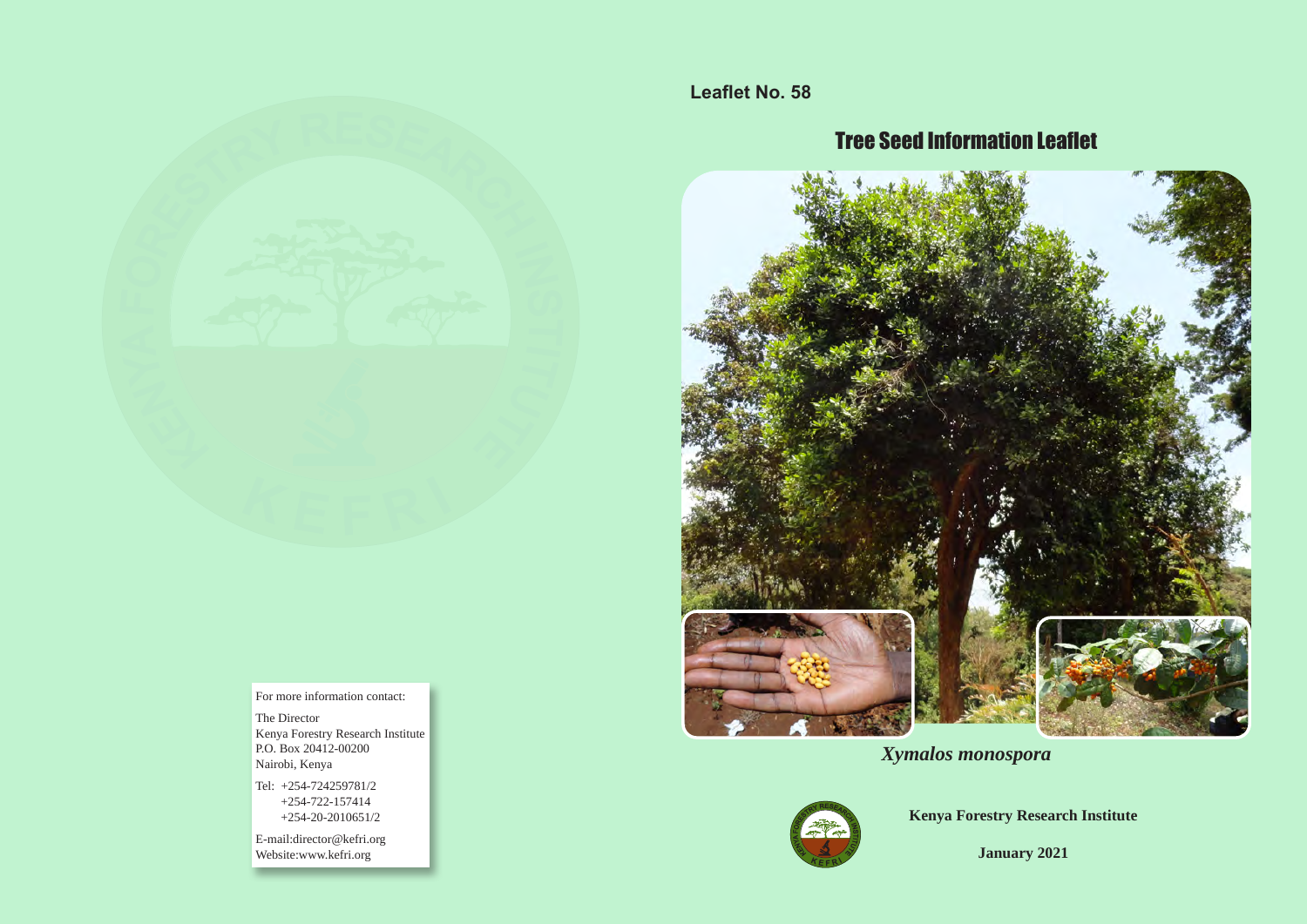For more information contact:

The Director
Kenya Forestry Research Institute
P.O. Box 20412-00200
Nairobi, Kenya

Tel: +254-724259781/2
+254-722-157414
+254-20-2010651/2

E-mail:director@kefri.org
Website:www.kefri.org

**Leaflet No. 58**

# Tree Seed Information Leaflet

*Xymalos monospora*

**Kenya Forestry Research Institute**

**January 2021**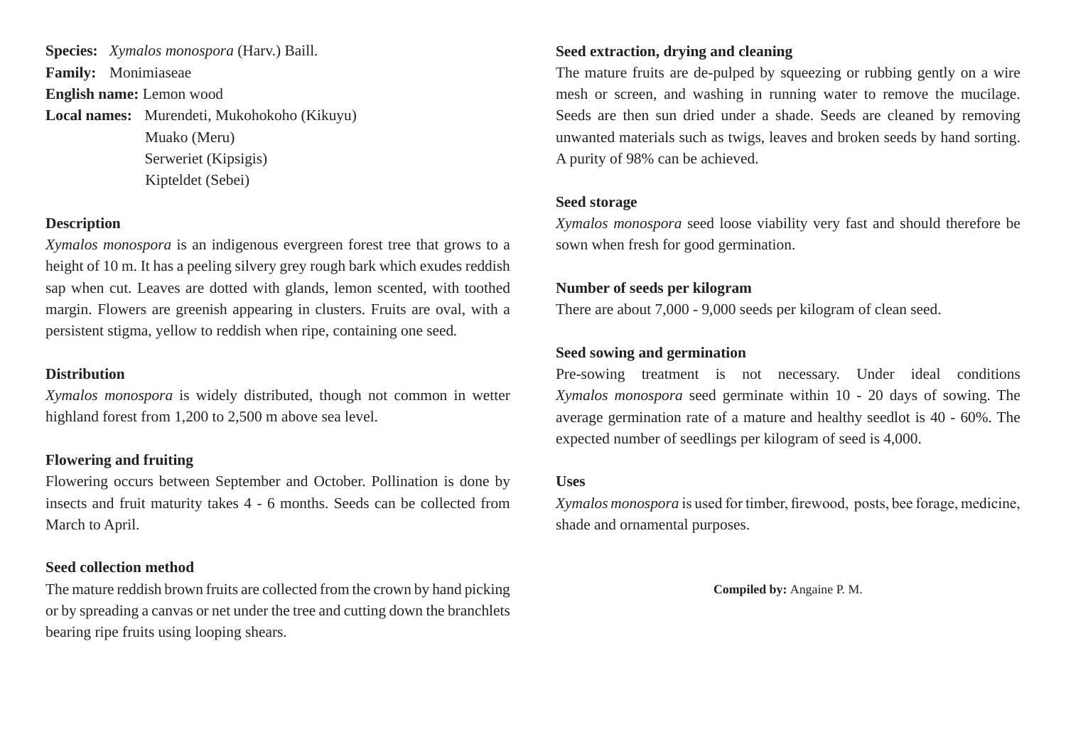**Species:** *Xymalos monospora* (Harv.) Baill.
**Family:** Monimiaseae
**English name:** Lemon wood
**Local names:** Murendeti, Mukohokoho (Kikuyu)
Muako (Meru)
Serweriet (Kipsigis)
Kipteldet (Sebei)

**Description**

*Xymalos monospora* is an indigenous evergreen forest tree that grows to a height of 10 m. It has a peeling silvery grey rough bark which exudes reddish sap when cut. Leaves are dotted with glands, lemon scented, with toothed margin. Flowers are greenish appearing in clusters. Fruits are oval, with a persistent stigma, yellow to reddish when ripe, containing one seed.

**Distribution**

*Xymalos monospora* is widely distributed, though not common in wetter highland forest from 1,200 to 2,500 m above sea level.

**Flowering and fruiting**

Flowering occurs between September and October. Pollination is done by insects and fruit maturity takes 4 - 6 months. Seeds can be collected from March to April.

**Seed collection method**

The mature reddish brown fruits are collected from the crown by hand picking or by spreading a canvas or net under the tree and cutting down the branchlets bearing ripe fruits using looping shears.

**Seed extraction, drying and cleaning**

The mature fruits are de-pulped by squeezing or rubbing gently on a wire mesh or screen, and washing in running water to remove the mucilage. Seeds are then sun dried under a shade. Seeds are cleaned by removing unwanted materials such as twigs, leaves and broken seeds by hand sorting. A purity of 98% can be achieved.

**Seed storage**

*Xymalos monospora* seed loose viability very fast and should therefore be sown when fresh for good germination.

**Number of seeds per kilogram**

There are about 7,000 - 9,000 seeds per kilogram of clean seed.

**Seed sowing and germination**

Pre-sowing treatment is not necessary. Under ideal conditions *Xymalos monospora* seed germinate within 10 - 20 days of sowing. The average germination rate of a mature and healthy seedlot is 40 - 60%. The expected number of seedlings per kilogram of seed is 4,000.

**Uses**

*Xymalos monospora* is used for timber, firewood, posts, bee forage, medicine, shade and ornamental purposes.

**Compiled by:** Angaine P. M.